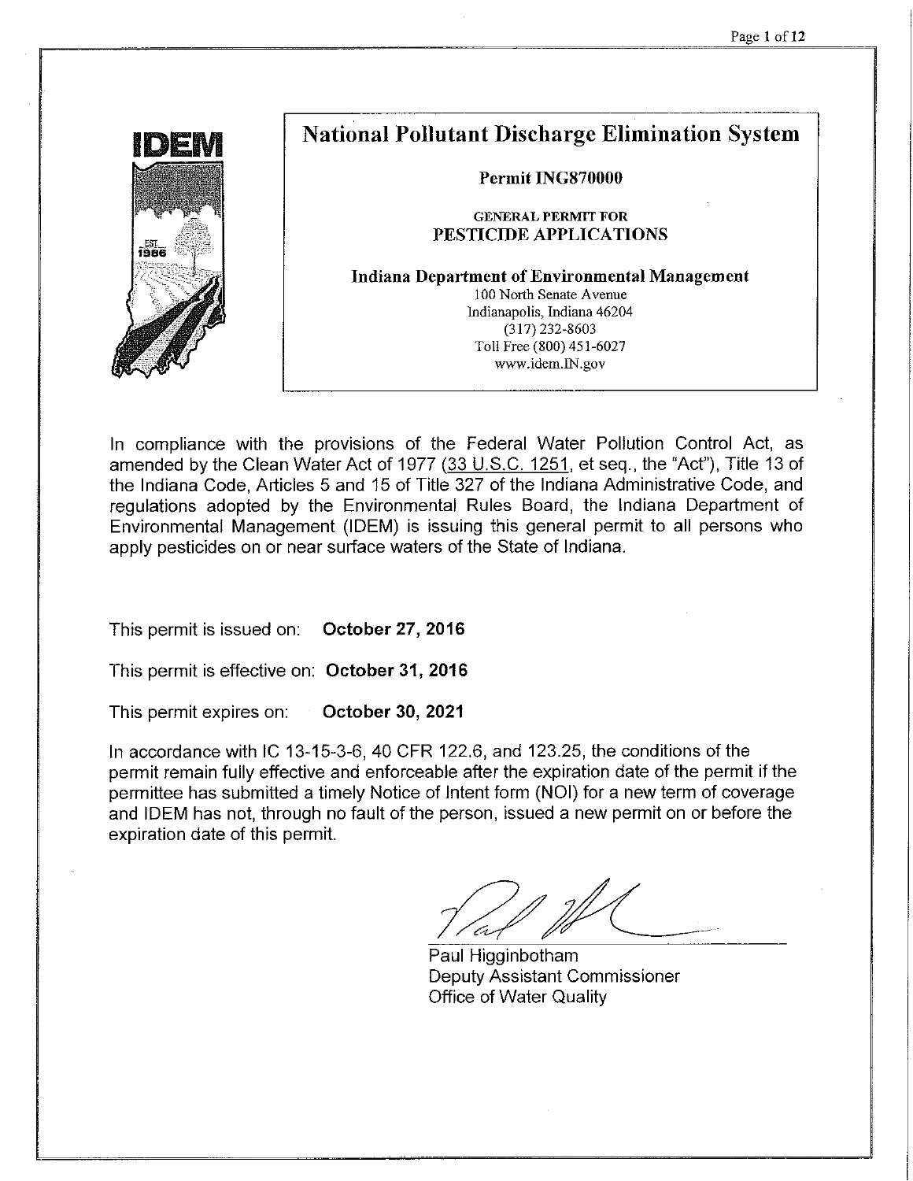# National Pollutant Discharge Elimination System

**Permit ING870000**

GENERAL PERMIT FOR
**PESTICIDE APPLICATIONS**

**Indiana Department of Environmental Management**
100 North Senate Avenue
Indianapolis, Indiana 46204
(317) 232-8603
Toll Free (800) 451-6027
www.idem.IN.gov

In compliance with the provisions of the Federal Water Pollution Control Act, as amended by the Clean Water Act of 1977 (33 U.S.C. 1251, et seq., the "Act"), Title 13 of the Indiana Code, Articles 5 and 15 of Title 327 of the Indiana Administrative Code, and regulations adopted by the Environmental Rules Board, the Indiana Department of Environmental Management (IDEM) is issuing this general permit to all persons who apply pesticides on or near surface waters of the State of Indiana.

This permit is issued on: **October 27, 2016**

This permit is effective on: **October 31, 2016**

This permit expires on: **October 30, 2021**

In accordance with IC 13-15-3-6, 40 CFR 122.6, and 123.25, the conditions of the permit remain fully effective and enforceable after the expiration date of the permit if the permittee has submitted a timely Notice of Intent form (NOI) for a new term of coverage and IDEM has not, through no fault of the person, issued a new permit on or before the expiration date of this permit.

Paul Higginbotham
Deputy Assistant Commissioner
Office of Water Quality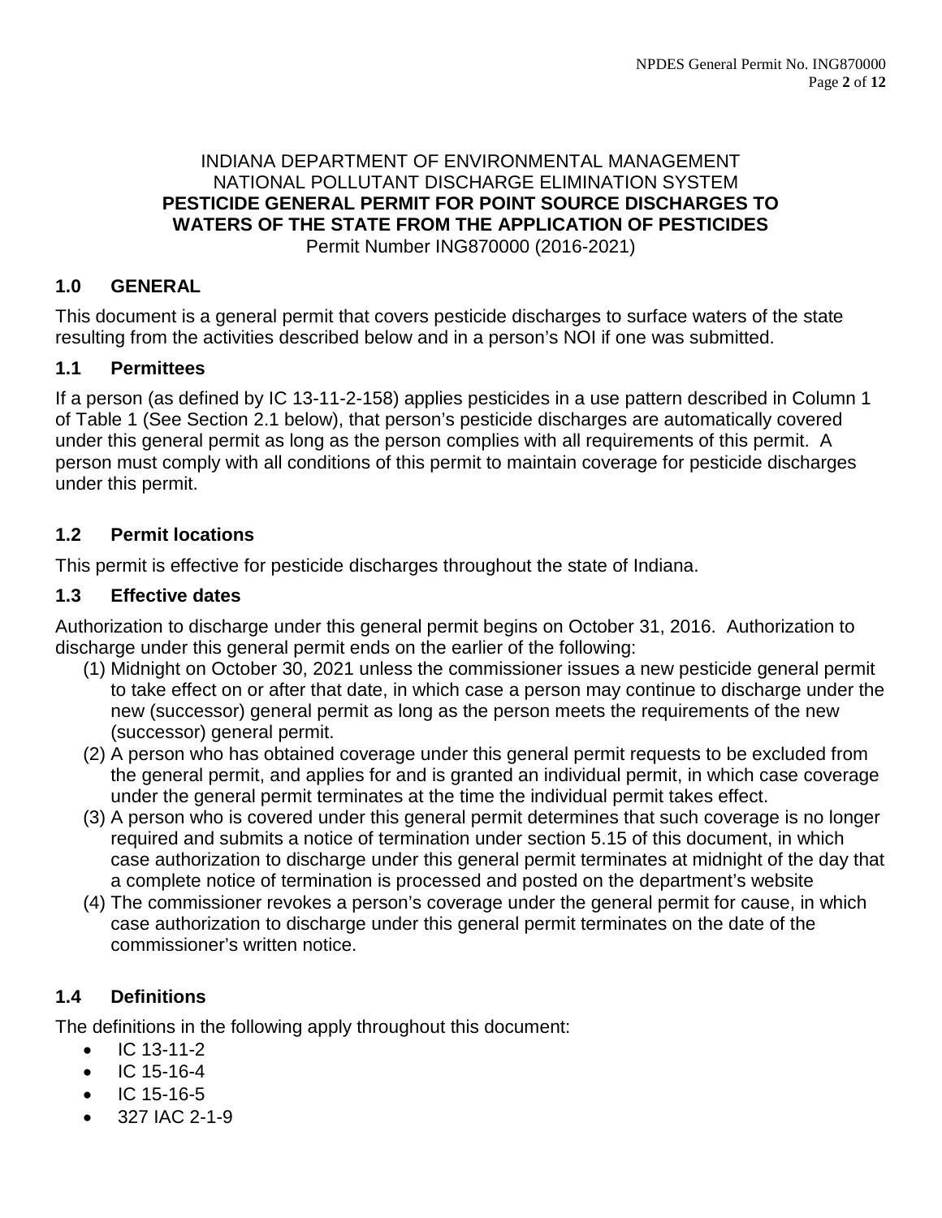INDIANA DEPARTMENT OF ENVIRONMENTAL MANAGEMENT
NATIONAL POLLUTANT DISCHARGE ELIMINATION SYSTEM

**PESTICIDE GENERAL PERMIT FOR POINT SOURCE DISCHARGES TO WATERS OF THE STATE FROM THE APPLICATION OF PESTICIDES**

Permit Number ING870000 (2016-2021)

## 1.0 GENERAL

This document is a general permit that covers pesticide discharges to surface waters of the state resulting from the activities described below and in a person's NOI if one was submitted.

### 1.1 Permittees

If a person (as defined by IC 13-11-2-158) applies pesticides in a use pattern described in Column 1 of Table 1 (See Section 2.1 below), that person's pesticide discharges are automatically covered under this general permit as long as the person complies with all requirements of this permit. A person must comply with all conditions of this permit to maintain coverage for pesticide discharges under this permit.

### 1.2 Permit locations

This permit is effective for pesticide discharges throughout the state of Indiana.

### 1.3 Effective dates

Authorization to discharge under this general permit begins on October 31, 2016. Authorization to discharge under this general permit ends on the earlier of the following:

(1) Midnight on October 30, 2021 unless the commissioner issues a new pesticide general permit to take effect on or after that date, in which case a person may continue to discharge under the new (successor) general permit as long as the person meets the requirements of the new (successor) general permit.

(2) A person who has obtained coverage under this general permit requests to be excluded from the general permit, and applies for and is granted an individual permit, in which case coverage under the general permit terminates at the time the individual permit takes effect.

(3) A person who is covered under this general permit determines that such coverage is no longer required and submits a notice of termination under section 5.15 of this document, in which case authorization to discharge under this general permit terminates at midnight of the day that a complete notice of termination is processed and posted on the department's website

(4) The commissioner revokes a person's coverage under the general permit for cause, in which case authorization to discharge under this general permit terminates on the date of the commissioner's written notice.

### 1.4 Definitions

The definitions in the following apply throughout this document:

- IC 13-11-2
- IC 15-16-4
- IC 15-16-5
- 327 IAC 2-1-9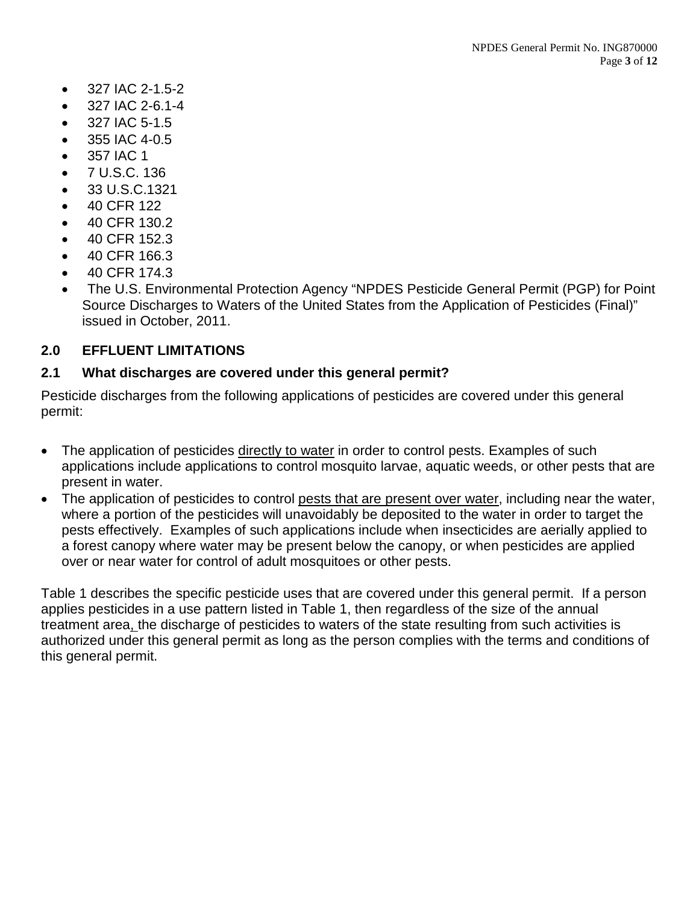- 327 IAC 2-1.5-2
- 327 IAC 2-6.1-4
- 327 IAC 5-1.5
- 355 IAC 4-0.5
- 357 IAC 1
- 7 U.S.C. 136
- 33 U.S.C.1321
- 40 CFR 122
- 40 CFR 130.2
- 40 CFR 152.3
- 40 CFR 166.3
- 40 CFR 174.3
- The U.S. Environmental Protection Agency "NPDES Pesticide General Permit (PGP) for Point Source Discharges to Waters of the United States from the Application of Pesticides (Final)" issued in October, 2011.

## 2.0 EFFLUENT LIMITATIONS

### 2.1 What discharges are covered under this general permit?

Pesticide discharges from the following applications of pesticides are covered under this general permit:

- The application of pesticides directly to water in order to control pests. Examples of such applications include applications to control mosquito larvae, aquatic weeds, or other pests that are present in water.
- The application of pesticides to control pests that are present over water, including near the water, where a portion of the pesticides will unavoidably be deposited to the water in order to target the pests effectively. Examples of such applications include when insecticides are aerially applied to a forest canopy where water may be present below the canopy, or when pesticides are applied over or near water for control of adult mosquitoes or other pests.

Table 1 describes the specific pesticide uses that are covered under this general permit. If a person applies pesticides in a use pattern listed in Table 1, then regardless of the size of the annual treatment area, the discharge of pesticides to waters of the state resulting from such activities is authorized under this general permit as long as the person complies with the terms and conditions of this general permit.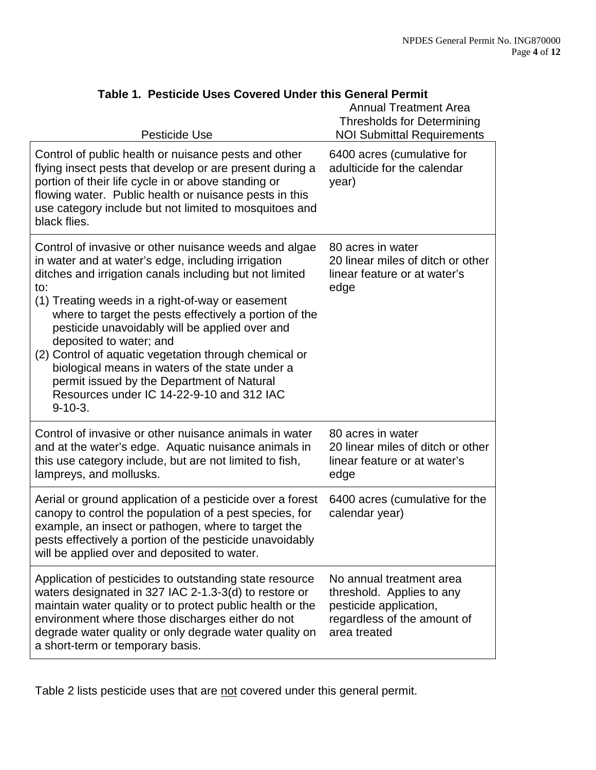**Table 1. Pesticide Uses Covered Under this General Permit**

| Pesticide Use | Annual Treatment Area Thresholds for Determining NOI Submittal Requirements |
|---|---|
| Control of public health or nuisance pests and other flying insect pests that develop or are present during a portion of their life cycle in or above standing or flowing water. Public health or nuisance pests in this use category include but not limited to mosquitoes and black flies. | 6400 acres (cumulative for adulticide for the calendar year) |
| Control of invasive or other nuisance weeds and algae in water and at water's edge, including irrigation ditches and irrigation canals including but not limited to:<br>(1) Treating weeds in a right-of-way or easement where to target the pests effectively a portion of the pesticide unavoidably will be applied over and deposited to water; and<br>(2) Control of aquatic vegetation through chemical or biological means in waters of the state under a permit issued by the Department of Natural Resources under IC 14-22-9-10 and 312 IAC 9-10-3. | 80 acres in water<br>20 linear miles of ditch or other linear feature or at water's edge |
| Control of invasive or other nuisance animals in water and at the water's edge. Aquatic nuisance animals in this use category include, but are not limited to fish, lampreys, and mollusks. | 80 acres in water<br>20 linear miles of ditch or other linear feature or at water's edge |
| Aerial or ground application of a pesticide over a forest canopy to control the population of a pest species, for example, an insect or pathogen, where to target the pests effectively a portion of the pesticide unavoidably will be applied over and deposited to water. | 6400 acres (cumulative for the calendar year) |
| Application of pesticides to outstanding state resource waters designated in 327 IAC 2-1.3-3(d) to restore or maintain water quality or to protect public health or the environment where those discharges either do not degrade water quality or only degrade water quality on a short-term or temporary basis. | No annual treatment area threshold. Applies to any pesticide application, regardless of the amount of area treated |

Table 2 lists pesticide uses that are <u>not</u> covered under this general permit.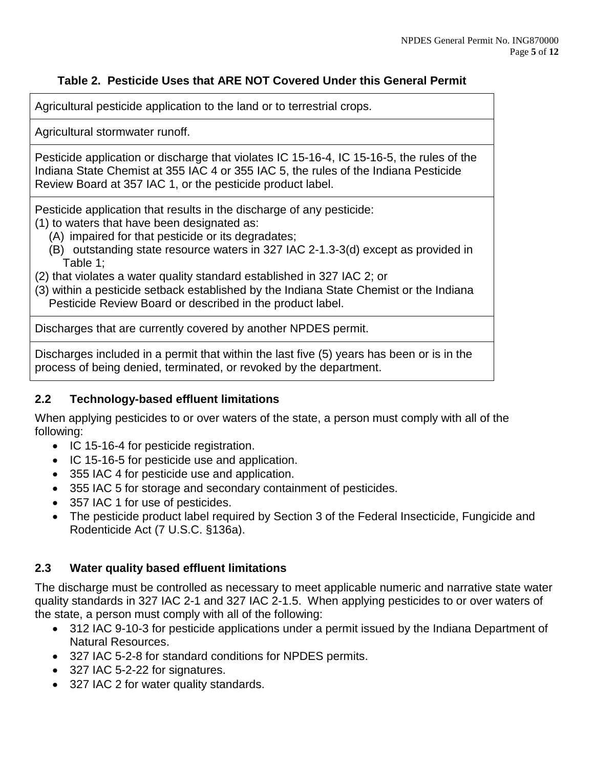**Table 2. Pesticide Uses that ARE NOT Covered Under this General Permit**

| Pesticide Uses that ARE NOT Covered Under this General Permit |
|---|
| Agricultural pesticide application to the land or to terrestrial crops. |
| Agricultural stormwater runoff. |
| Pesticide application or discharge that violates IC 15-16-4, IC 15-16-5, the rules of the Indiana State Chemist at 355 IAC 4 or 355 IAC 5, the rules of the Indiana Pesticide Review Board at 357 IAC 1, or the pesticide product label. |
| Pesticide application that results in the discharge of any pesticide:<br>(1) to waters that have been designated as:<br>(A) impaired for that pesticide or its degradates;<br>(B) outstanding state resource waters in 327 IAC 2-1.3-3(d) except as provided in Table 1;<br>(2) that violates a water quality standard established in 327 IAC 2; or<br>(3) within a pesticide setback established by the Indiana State Chemist or the Indiana Pesticide Review Board or described in the product label. |
| Discharges that are currently covered by another NPDES permit. |
| Discharges included in a permit that within the last five (5) years has been or is in the process of being denied, terminated, or revoked by the department. |

### 2.2 Technology-based effluent limitations

When applying pesticides to or over waters of the state, a person must comply with all of the following:

- IC 15-16-4 for pesticide registration.
- IC 15-16-5 for pesticide use and application.
- 355 IAC 4 for pesticide use and application.
- 355 IAC 5 for storage and secondary containment of pesticides.
- 357 IAC 1 for use of pesticides.
- The pesticide product label required by Section 3 of the Federal Insecticide, Fungicide and Rodenticide Act (7 U.S.C. §136a).

### 2.3 Water quality based effluent limitations

The discharge must be controlled as necessary to meet applicable numeric and narrative state water quality standards in 327 IAC 2-1 and 327 IAC 2-1.5. When applying pesticides to or over waters of the state, a person must comply with all of the following:

- 312 IAC 9-10-3 for pesticide applications under a permit issued by the Indiana Department of Natural Resources.
- 327 IAC 5-2-8 for standard conditions for NPDES permits.
- 327 IAC 5-2-22 for signatures.
- 327 IAC 2 for water quality standards.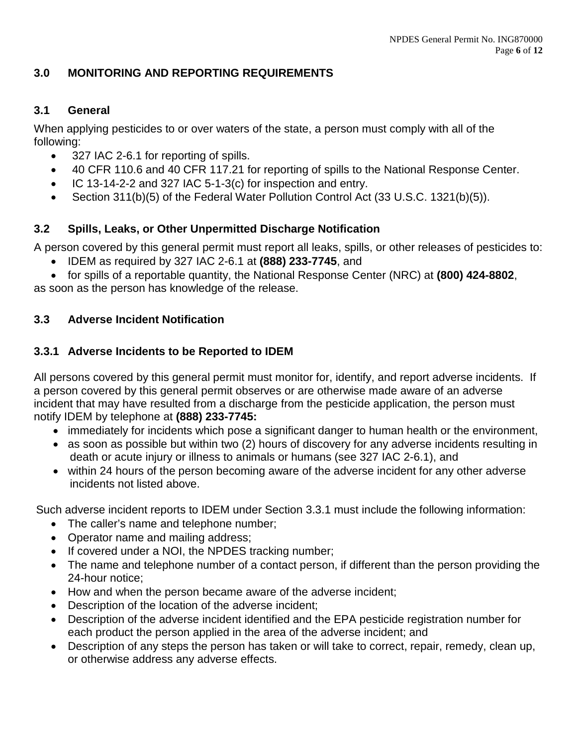## 3.0 MONITORING AND REPORTING REQUIREMENTS

### 3.1 General

When applying pesticides to or over waters of the state, a person must comply with all of the following:

- 327 IAC 2-6.1 for reporting of spills.
- 40 CFR 110.6 and 40 CFR 117.21 for reporting of spills to the National Response Center.
- IC 13-14-2-2 and 327 IAC 5-1-3(c) for inspection and entry.
- Section 311(b)(5) of the Federal Water Pollution Control Act (33 U.S.C. 1321(b)(5)).

### 3.2 Spills, Leaks, or Other Unpermitted Discharge Notification

A person covered by this general permit must report all leaks, spills, or other releases of pesticides to:

- IDEM as required by 327 IAC 2-6.1 at **(888) 233-7745**, and
- for spills of a reportable quantity, the National Response Center (NRC) at **(800) 424-8802**,

as soon as the person has knowledge of the release.

### 3.3 Adverse Incident Notification

#### 3.3.1 Adverse Incidents to be Reported to IDEM

All persons covered by this general permit must monitor for, identify, and report adverse incidents. If a person covered by this general permit observes or are otherwise made aware of an adverse incident that may have resulted from a discharge from the pesticide application, the person must notify IDEM by telephone at **(888) 233-7745:**

- immediately for incidents which pose a significant danger to human health or the environment,
- as soon as possible but within two (2) hours of discovery for any adverse incidents resulting in death or acute injury or illness to animals or humans (see 327 IAC 2-6.1), and
- within 24 hours of the person becoming aware of the adverse incident for any other adverse incidents not listed above.

Such adverse incident reports to IDEM under Section 3.3.1 must include the following information:

- The caller's name and telephone number;
- Operator name and mailing address;
- If covered under a NOI, the NPDES tracking number;
- The name and telephone number of a contact person, if different than the person providing the 24-hour notice;
- How and when the person became aware of the adverse incident;
- Description of the location of the adverse incident;
- Description of the adverse incident identified and the EPA pesticide registration number for each product the person applied in the area of the adverse incident; and
- Description of any steps the person has taken or will take to correct, repair, remedy, clean up, or otherwise address any adverse effects.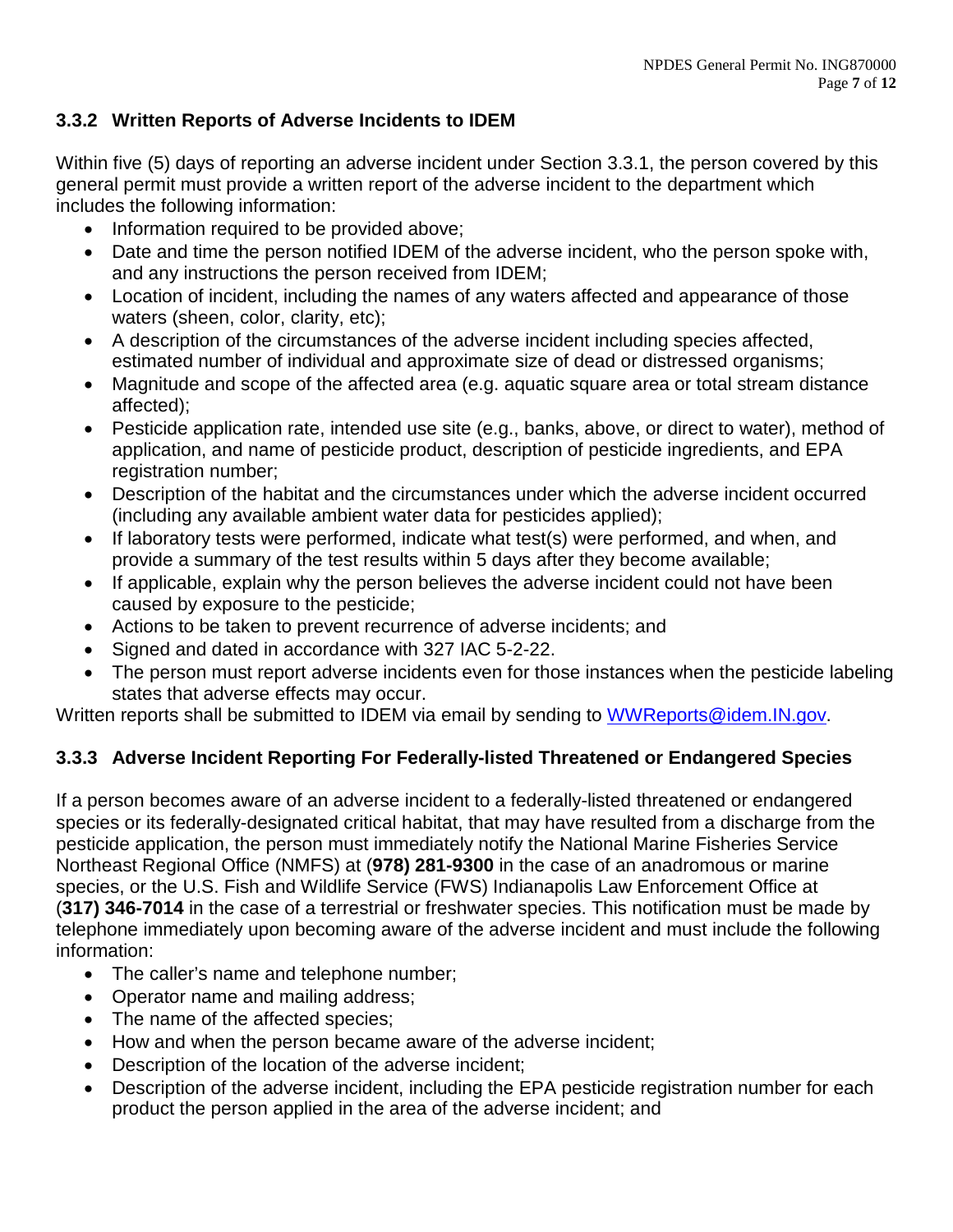### 3.3.2 Written Reports of Adverse Incidents to IDEM

Within five (5) days of reporting an adverse incident under Section 3.3.1, the person covered by this general permit must provide a written report of the adverse incident to the department which includes the following information:

- Information required to be provided above;
- Date and time the person notified IDEM of the adverse incident, who the person spoke with, and any instructions the person received from IDEM;
- Location of incident, including the names of any waters affected and appearance of those waters (sheen, color, clarity, etc);
- A description of the circumstances of the adverse incident including species affected, estimated number of individual and approximate size of dead or distressed organisms;
- Magnitude and scope of the affected area (e.g. aquatic square area or total stream distance affected);
- Pesticide application rate, intended use site (e.g., banks, above, or direct to water), method of application, and name of pesticide product, description of pesticide ingredients, and EPA registration number;
- Description of the habitat and the circumstances under which the adverse incident occurred (including any available ambient water data for pesticides applied);
- If laboratory tests were performed, indicate what test(s) were performed, and when, and provide a summary of the test results within 5 days after they become available;
- If applicable, explain why the person believes the adverse incident could not have been caused by exposure to the pesticide;
- Actions to be taken to prevent recurrence of adverse incidents; and
- Signed and dated in accordance with 327 IAC 5-2-22.
- The person must report adverse incidents even for those instances when the pesticide labeling states that adverse effects may occur.

Written reports shall be submitted to IDEM via email by sending to WWReports@idem.IN.gov.

### 3.3.3 Adverse Incident Reporting For Federally-listed Threatened or Endangered Species

If a person becomes aware of an adverse incident to a federally-listed threatened or endangered species or its federally-designated critical habitat, that may have resulted from a discharge from the pesticide application, the person must immediately notify the National Marine Fisheries Service Northeast Regional Office (NMFS) at (**978) 281-9300** in the case of an anadromous or marine species, or the U.S. Fish and Wildlife Service (FWS) Indianapolis Law Enforcement Office at (**317) 346-7014** in the case of a terrestrial or freshwater species. This notification must be made by telephone immediately upon becoming aware of the adverse incident and must include the following information:

- The caller's name and telephone number;
- Operator name and mailing address;
- The name of the affected species;
- How and when the person became aware of the adverse incident;
- Description of the location of the adverse incident;
- Description of the adverse incident, including the EPA pesticide registration number for each product the person applied in the area of the adverse incident; and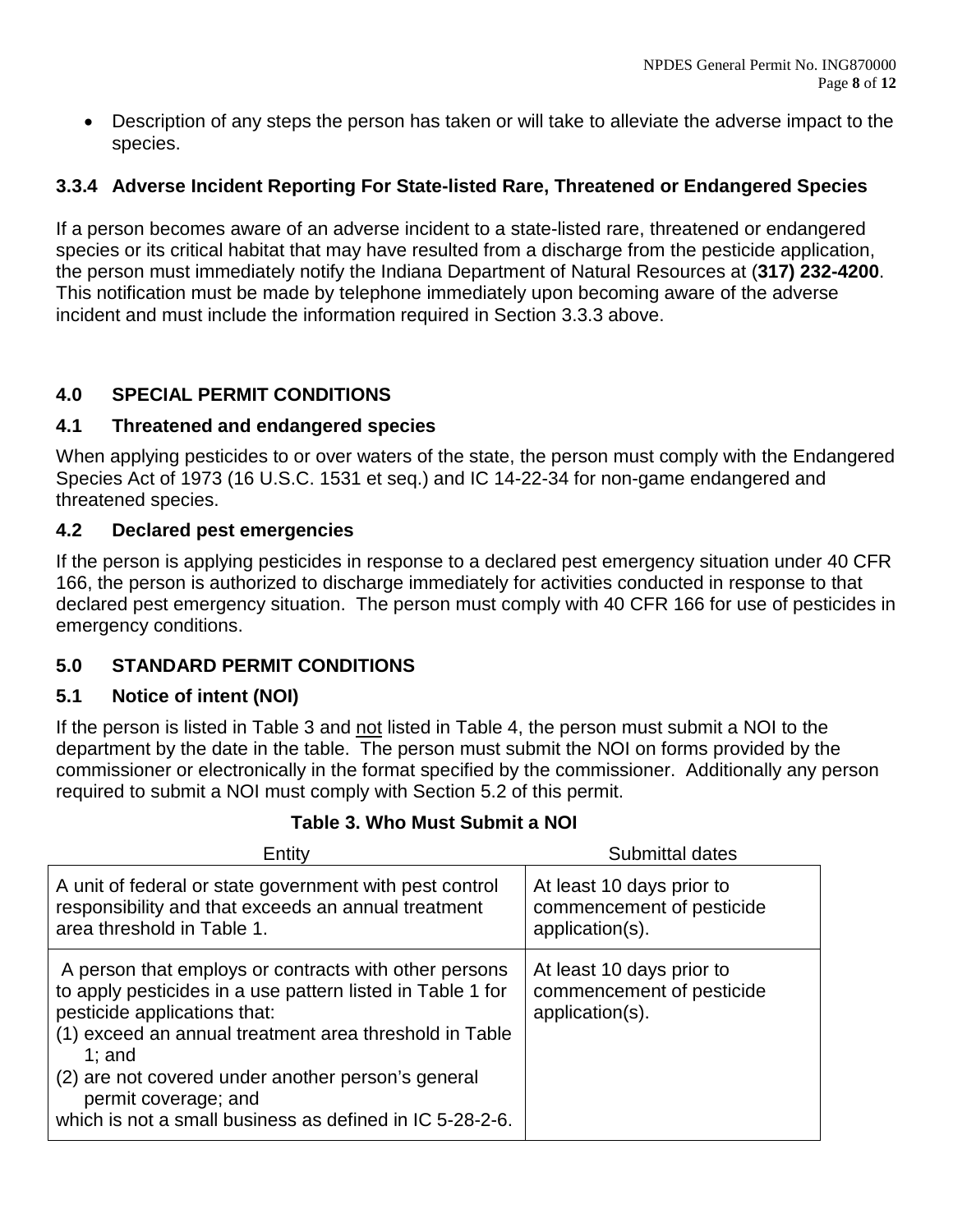- Description of any steps the person has taken or will take to alleviate the adverse impact to the species.

### 3.3.4 Adverse Incident Reporting For State-listed Rare, Threatened or Endangered Species

If a person becomes aware of an adverse incident to a state-listed rare, threatened or endangered species or its critical habitat that may have resulted from a discharge from the pesticide application, the person must immediately notify the Indiana Department of Natural Resources at (**317) 232-4200**. This notification must be made by telephone immediately upon becoming aware of the adverse incident and must include the information required in Section 3.3.3 above.

## 4.0 SPECIAL PERMIT CONDITIONS

### 4.1 Threatened and endangered species

When applying pesticides to or over waters of the state, the person must comply with the Endangered Species Act of 1973 (16 U.S.C. 1531 et seq.) and IC 14-22-34 for non-game endangered and threatened species.

### 4.2 Declared pest emergencies

If the person is applying pesticides in response to a declared pest emergency situation under 40 CFR 166, the person is authorized to discharge immediately for activities conducted in response to that declared pest emergency situation. The person must comply with 40 CFR 166 for use of pesticides in emergency conditions.

## 5.0 STANDARD PERMIT CONDITIONS

### 5.1 Notice of intent (NOI)

If the person is listed in Table 3 and not listed in Table 4, the person must submit a NOI to the department by the date in the table. The person must submit the NOI on forms provided by the commissioner or electronically in the format specified by the commissioner. Additionally any person required to submit a NOI must comply with Section 5.2 of this permit.

**Table 3. Who Must Submit a NOI**

| Entity | Submittal dates |
|---|---|
| A unit of federal or state government with pest control responsibility and that exceeds an annual treatment area threshold in Table 1. | At least 10 days prior to commencement of pesticide application(s). |
| A person that employs or contracts with other persons to apply pesticides in a use pattern listed in Table 1 for pesticide applications that:<br>(1) exceed an annual treatment area threshold in Table 1; and<br>(2) are not covered under another person's general permit coverage; and<br>which is not a small business as defined in IC 5-28-2-6. | At least 10 days prior to commencement of pesticide application(s). |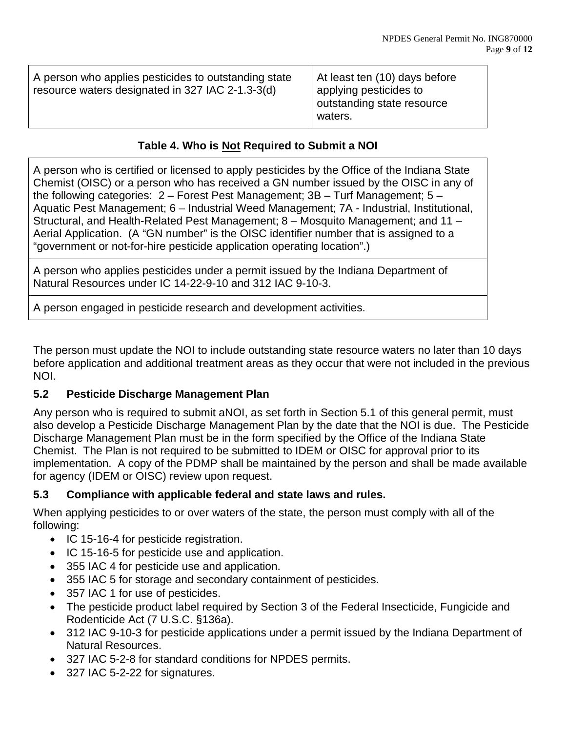| A person who applies pesticides to outstanding state resource waters designated in 327 IAC 2-1.3-3(d) | At least ten (10) days before applying pesticides to outstanding state resource waters. |
|---|---|

**Table 4. Who is Not Required to Submit a NOI**

| A person who is certified or licensed to apply pesticides by the Office of the Indiana State Chemist (OISC) or a person who has received a GN number issued by the OISC in any of the following categories: 2 – Forest Pest Management; 3B – Turf Management; 5 – Aquatic Pest Management; 6 – Industrial Weed Management; 7A - Industrial, Institutional, Structural, and Health-Related Pest Management; 8 – Mosquito Management; and 11 – Aerial Application. (A "GN number" is the OISC identifier number that is assigned to a "government or not-for-hire pesticide application operating location".) |
|---|
| A person who applies pesticides under a permit issued by the Indiana Department of Natural Resources under IC 14-22-9-10 and 312 IAC 9-10-3. |
| A person engaged in pesticide research and development activities. |

The person must update the NOI to include outstanding state resource waters no later than 10 days before application and additional treatment areas as they occur that were not included in the previous NOI.

### 5.2 Pesticide Discharge Management Plan

Any person who is required to submit aNOI, as set forth in Section 5.1 of this general permit, must also develop a Pesticide Discharge Management Plan by the date that the NOI is due. The Pesticide Discharge Management Plan must be in the form specified by the Office of the Indiana State Chemist. The Plan is not required to be submitted to IDEM or OISC for approval prior to its implementation. A copy of the PDMP shall be maintained by the person and shall be made available for agency (IDEM or OISC) review upon request.

### 5.3 Compliance with applicable federal and state laws and rules.

When applying pesticides to or over waters of the state, the person must comply with all of the following:

- IC 15-16-4 for pesticide registration.
- IC 15-16-5 for pesticide use and application.
- 355 IAC 4 for pesticide use and application.
- 355 IAC 5 for storage and secondary containment of pesticides.
- 357 IAC 1 for use of pesticides.
- The pesticide product label required by Section 3 of the Federal Insecticide, Fungicide and Rodenticide Act (7 U.S.C. §136a).
- 312 IAC 9-10-3 for pesticide applications under a permit issued by the Indiana Department of Natural Resources.
- 327 IAC 5-2-8 for standard conditions for NPDES permits.
- 327 IAC 5-2-22 for signatures.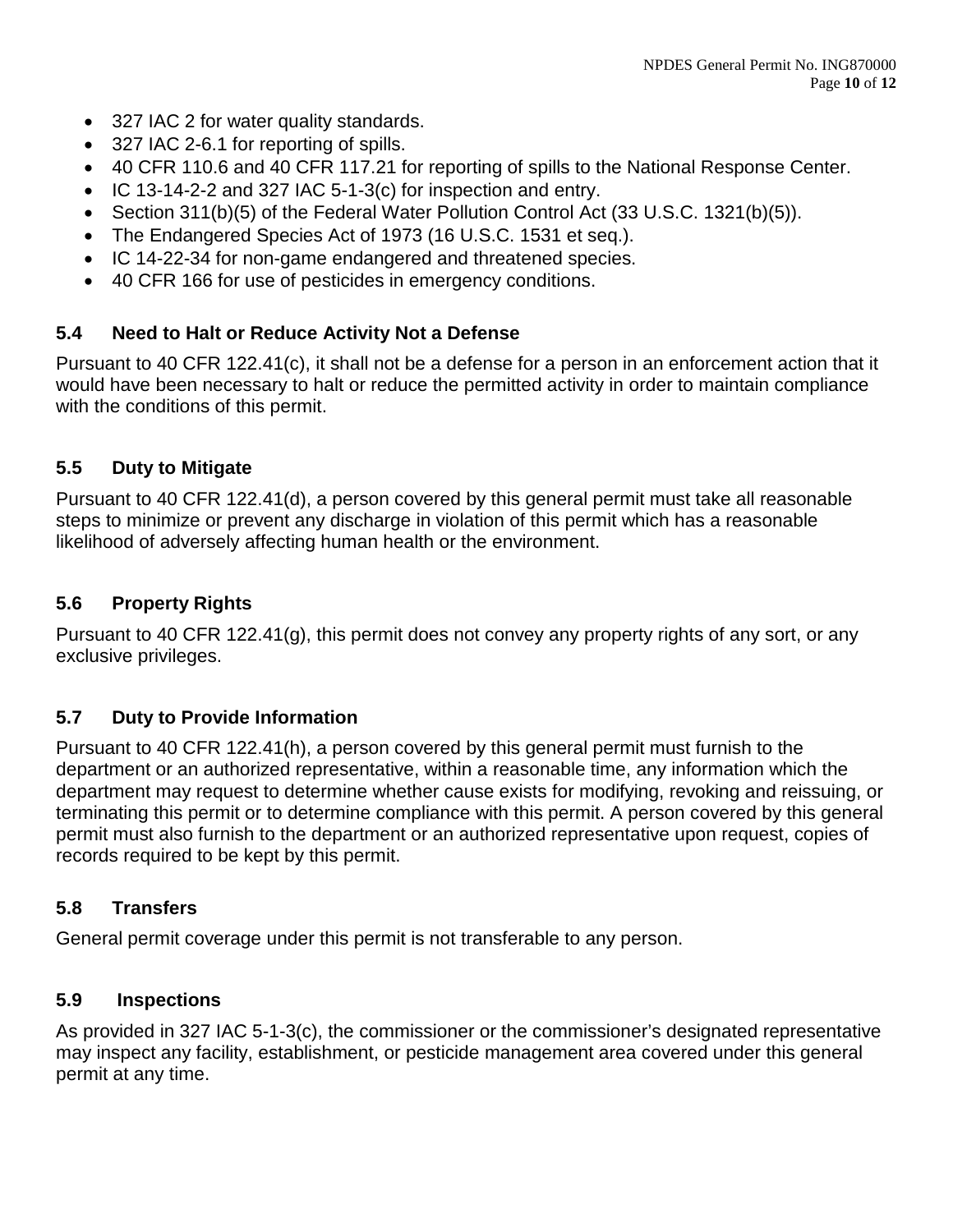- 327 IAC 2 for water quality standards.
- 327 IAC 2-6.1 for reporting of spills.
- 40 CFR 110.6 and 40 CFR 117.21 for reporting of spills to the National Response Center.
- IC 13-14-2-2 and 327 IAC 5-1-3(c) for inspection and entry.
- Section 311(b)(5) of the Federal Water Pollution Control Act (33 U.S.C. 1321(b)(5)).
- The Endangered Species Act of 1973 (16 U.S.C. 1531 et seq.).
- IC 14-22-34 for non-game endangered and threatened species.
- 40 CFR 166 for use of pesticides in emergency conditions.

### 5.4 Need to Halt or Reduce Activity Not a Defense

Pursuant to 40 CFR 122.41(c), it shall not be a defense for a person in an enforcement action that it would have been necessary to halt or reduce the permitted activity in order to maintain compliance with the conditions of this permit.

### 5.5 Duty to Mitigate

Pursuant to 40 CFR 122.41(d), a person covered by this general permit must take all reasonable steps to minimize or prevent any discharge in violation of this permit which has a reasonable likelihood of adversely affecting human health or the environment.

### 5.6 Property Rights

Pursuant to 40 CFR 122.41(g), this permit does not convey any property rights of any sort, or any exclusive privileges.

### 5.7 Duty to Provide Information

Pursuant to 40 CFR 122.41(h), a person covered by this general permit must furnish to the department or an authorized representative, within a reasonable time, any information which the department may request to determine whether cause exists for modifying, revoking and reissuing, or terminating this permit or to determine compliance with this permit. A person covered by this general permit must also furnish to the department or an authorized representative upon request, copies of records required to be kept by this permit.

### 5.8 Transfers

General permit coverage under this permit is not transferable to any person.

### 5.9 Inspections

As provided in 327 IAC 5-1-3(c), the commissioner or the commissioner's designated representative may inspect any facility, establishment, or pesticide management area covered under this general permit at any time.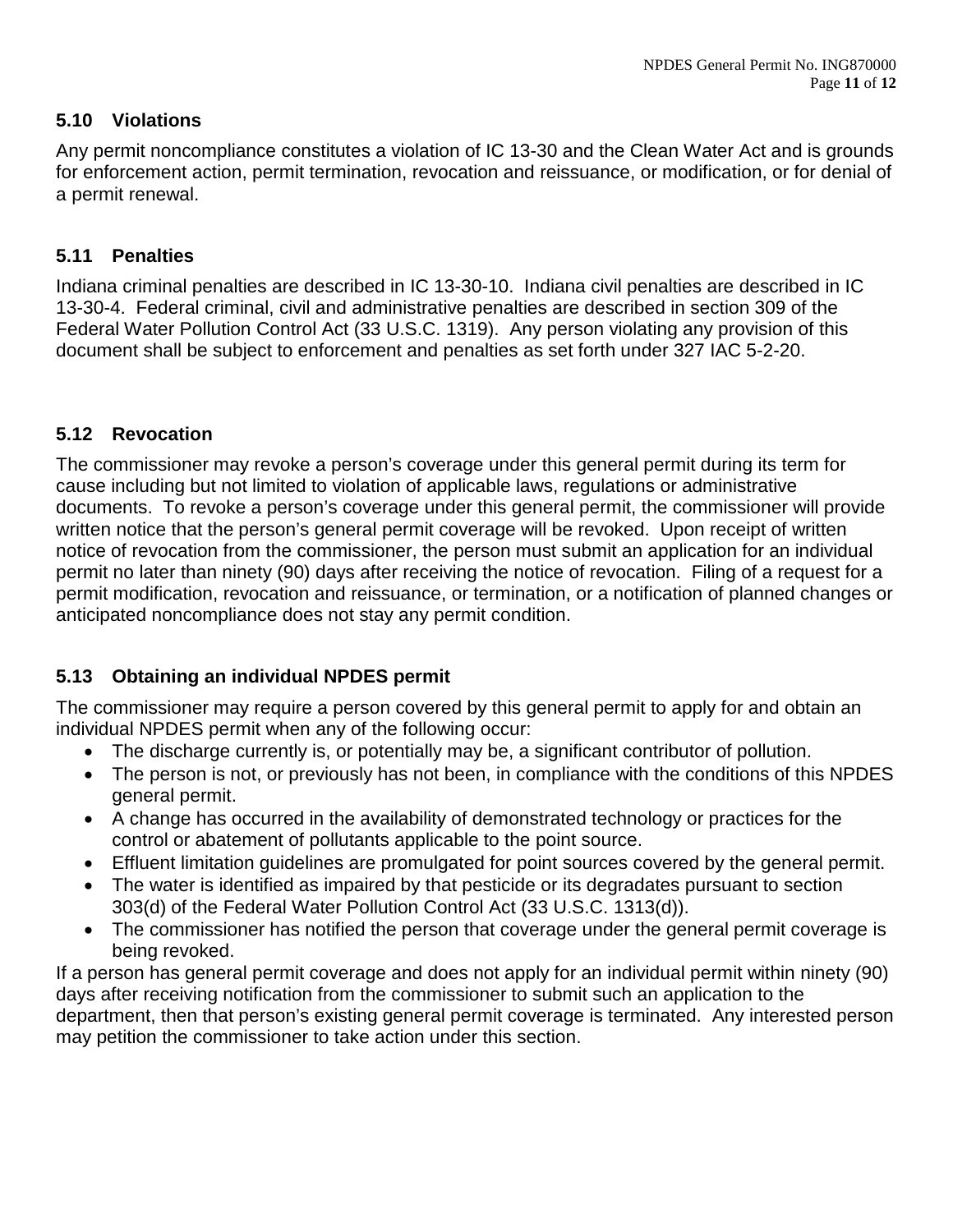### 5.10 Violations

Any permit noncompliance constitutes a violation of IC 13-30 and the Clean Water Act and is grounds for enforcement action, permit termination, revocation and reissuance, or modification, or for denial of a permit renewal.

### 5.11 Penalties

Indiana criminal penalties are described in IC 13-30-10. Indiana civil penalties are described in IC 13-30-4. Federal criminal, civil and administrative penalties are described in section 309 of the Federal Water Pollution Control Act (33 U.S.C. 1319). Any person violating any provision of this document shall be subject to enforcement and penalties as set forth under 327 IAC 5-2-20.

### 5.12 Revocation

The commissioner may revoke a person's coverage under this general permit during its term for cause including but not limited to violation of applicable laws, regulations or administrative documents. To revoke a person's coverage under this general permit, the commissioner will provide written notice that the person's general permit coverage will be revoked. Upon receipt of written notice of revocation from the commissioner, the person must submit an application for an individual permit no later than ninety (90) days after receiving the notice of revocation. Filing of a request for a permit modification, revocation and reissuance, or termination, or a notification of planned changes or anticipated noncompliance does not stay any permit condition.

### 5.13 Obtaining an individual NPDES permit

The commissioner may require a person covered by this general permit to apply for and obtain an individual NPDES permit when any of the following occur:

- The discharge currently is, or potentially may be, a significant contributor of pollution.
- The person is not, or previously has not been, in compliance with the conditions of this NPDES general permit.
- A change has occurred in the availability of demonstrated technology or practices for the control or abatement of pollutants applicable to the point source.
- Effluent limitation guidelines are promulgated for point sources covered by the general permit.
- The water is identified as impaired by that pesticide or its degradates pursuant to section 303(d) of the Federal Water Pollution Control Act (33 U.S.C. 1313(d)).
- The commissioner has notified the person that coverage under the general permit coverage is being revoked.

If a person has general permit coverage and does not apply for an individual permit within ninety (90) days after receiving notification from the commissioner to submit such an application to the department, then that person's existing general permit coverage is terminated. Any interested person may petition the commissioner to take action under this section.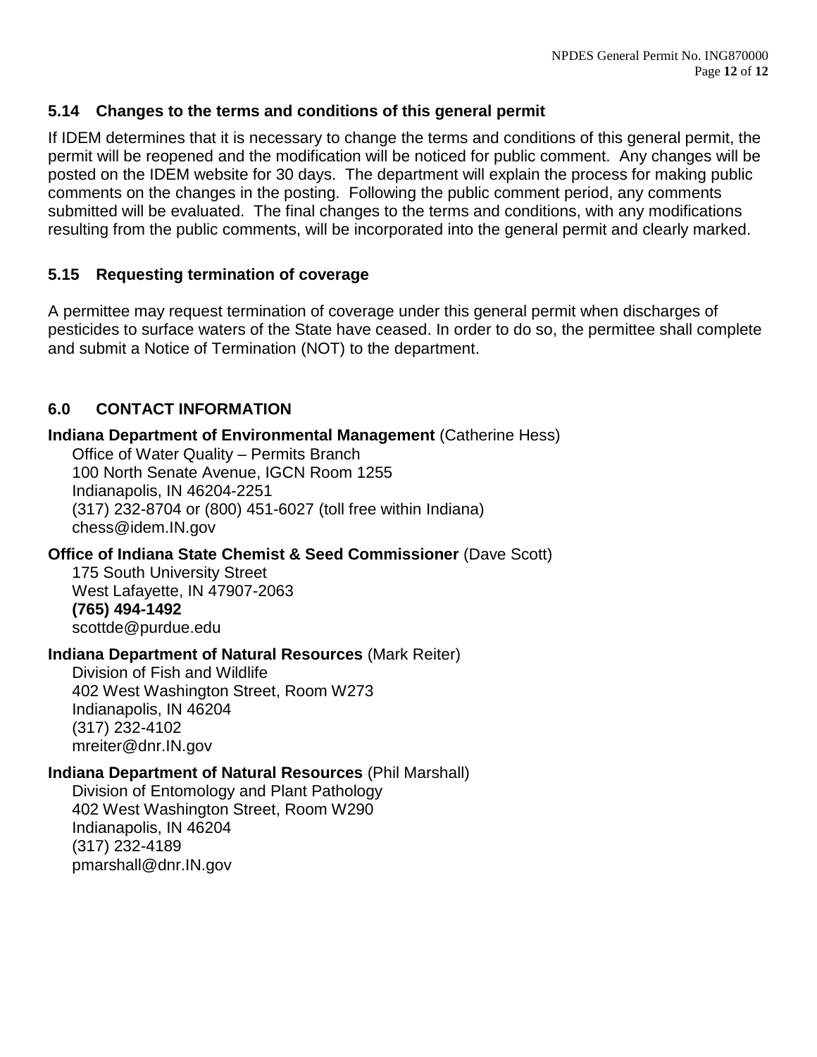### 5.14 Changes to the terms and conditions of this general permit

If IDEM determines that it is necessary to change the terms and conditions of this general permit, the permit will be reopened and the modification will be noticed for public comment. Any changes will be posted on the IDEM website for 30 days. The department will explain the process for making public comments on the changes in the posting. Following the public comment period, any comments submitted will be evaluated. The final changes to the terms and conditions, with any modifications resulting from the public comments, will be incorporated into the general permit and clearly marked.

### 5.15 Requesting termination of coverage

A permittee may request termination of coverage under this general permit when discharges of pesticides to surface waters of the State have ceased. In order to do so, the permittee shall complete and submit a Notice of Termination (NOT) to the department.

## 6.0 CONTACT INFORMATION

**Indiana Department of Environmental Management** (Catherine Hess)
Office of Water Quality – Permits Branch
100 North Senate Avenue, IGCN Room 1255
Indianapolis, IN 46204-2251
(317) 232-8704 or (800) 451-6027 (toll free within Indiana)
chess@idem.IN.gov

**Office of Indiana State Chemist & Seed Commissioner** (Dave Scott)
175 South University Street
West Lafayette, IN 47907-2063
**(765) 494-1492**
scottde@purdue.edu

**Indiana Department of Natural Resources** (Mark Reiter)
Division of Fish and Wildlife
402 West Washington Street, Room W273
Indianapolis, IN 46204
(317) 232-4102
mreiter@dnr.IN.gov

**Indiana Department of Natural Resources** (Phil Marshall)
Division of Entomology and Plant Pathology
402 West Washington Street, Room W290
Indianapolis, IN 46204
(317) 232-4189
pmarshall@dnr.IN.gov